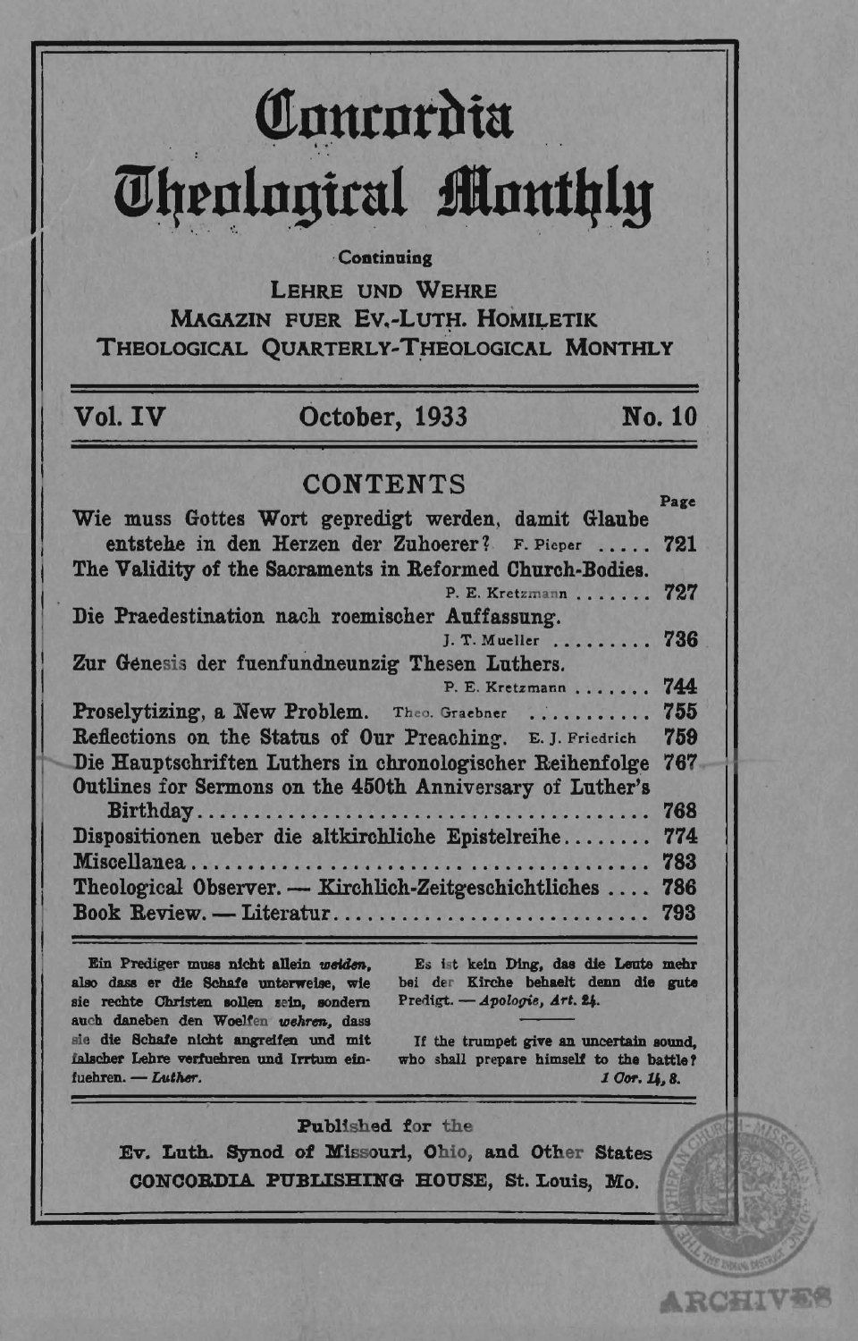# Concordia Theological Monthly

Continuing

LEHRE UND WEHRE
MAGAZIN FUER EV.-LUTH. HOMILETIK
THEOLOGICAL QUARTERLY-THEOLOGICAL MONTHLY

**Vol. IV** **October, 1933** **No. 10**

## CONTENTS

| | Page |
|---|---|
| Wie muss Gottes Wort gepredigt werden, damit Glaube entstehe in den Herzen der Zuhoerer? F. Pieper | 721 |
| The Validity of the Sacraments in Reformed Church-Bodies. P. E. Kretzmann | 727 |
| Die Praedestination nach roemischer Auffassung. J. T. Mueller | 736 |
| Zur Genesis der fuenfundneunzig Thesen Luthers. P. E. Kretzmann | 744 |
| Proselytizing, a New Problem. Theo. Graebner | 755 |
| Reflections on the Status of Our Preaching. E. J. Friedrich | 759 |
| Die Hauptschriften Luthers in chronologischer Reihenfolge | 767 |
| Outlines for Sermons on the 450th Anniversary of Luther's Birthday | 768 |
| Dispositionen ueber die altkirchliche Epistelreihe | 774 |
| Miscellanea | 783 |
| Theological Observer. — Kirchlich-Zeitgeschichtliches | 786 |
| Book Review. — Literatur | 793 |

Ein Prediger muss nicht allein *weiden*, also dass er die Schafe unterweise, wie sie rechte Christen sollen sein, sondern auch daneben den Woelfen *wehren*, dass sie die Schafe nicht angreifen und mit falscher Lehre verfuehren und Irrtum einfuehren. — *Luther.*

Es ist kein Ding, das die Leute mehr bei der Kirche behaelt denn die gute Predigt. — *Apologie, Art. 24.*

If the trumpet give an uncertain sound, who shall prepare himself to the battle? *1 Cor. 14, 8.*

Published for the
Ev. Luth. Synod of Missouri, Ohio, and Other States
CONCORDIA PUBLISHING HOUSE, St. Louis, Mo.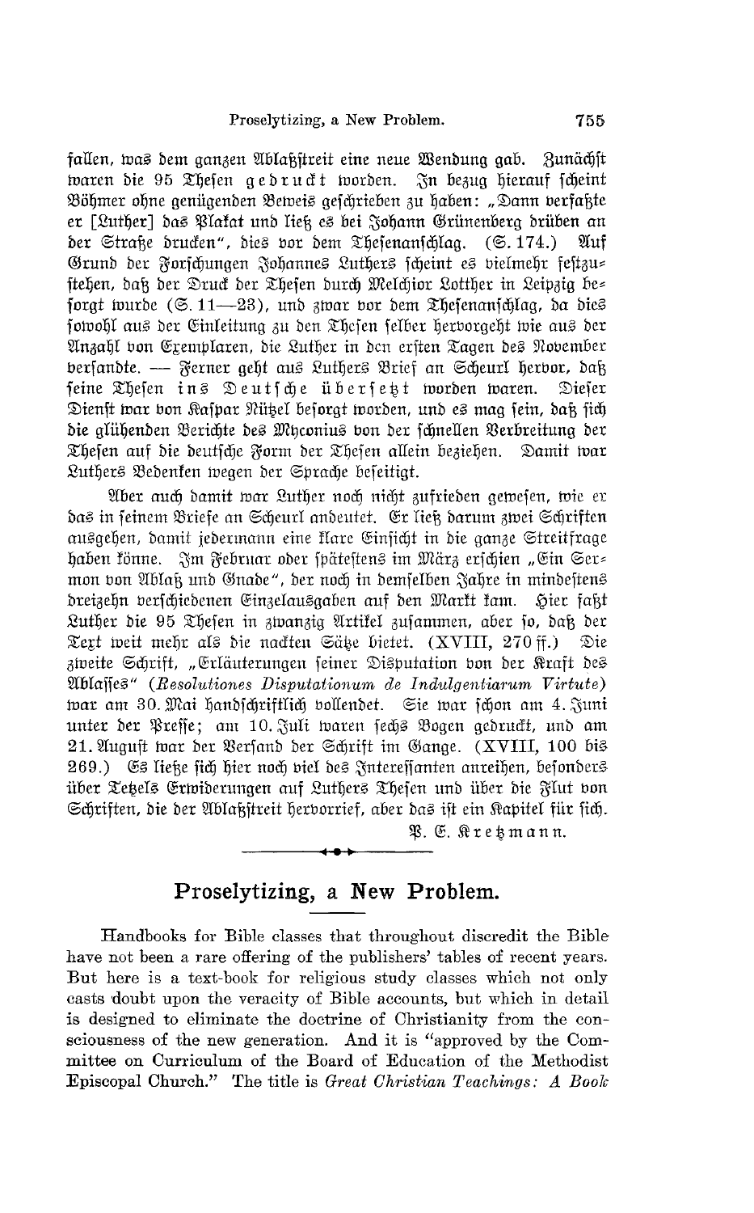fallen, was dem ganzen Ablaßstreit eine neue Wendung gab. Zunächst waren die 95 Thesen gedruckt worden. In bezug hierauf scheint Böhmer ohne genügenden Beweis geschrieben zu haben: „Dann verfaßte er [Luther] das Plakat und ließ es bei Johann Grünenberg drüben an der Straße drucken", dies vor dem Thesenanschlag. (S. 174.) Auf Grund der Forschungen Johannes Luthers scheint es vielmehr festzustehen, daß der Druck der Thesen durch Melchior Lotther in Leipzig besorgt wurde (S. 11—23), und zwar vor dem Thesenanschlag, da dies sowohl aus der Einleitung zu den Thesen selber hervorgeht wie aus der Anzahl von Exemplaren, die Luther in den ersten Tagen des November versandte. — Ferner geht aus Luthers Brief an Scheurl hervor, daß seine Thesen ins Deutsche übersetzt worden waren. Dieser Dienst war von Kaspar Nützel besorgt worden, und es mag sein, daß sich die glühenden Berichte des Myconius von der schnellen Verbreitung der Thesen auf die deutsche Form der Thesen allein beziehen. Damit war Luthers Bedenken wegen der Sprache beseitigt.

Aber auch damit war Luther noch nicht zufrieden gewesen, wie er das in seinem Briefe an Scheurl andeutet. Er ließ darum zwei Schriften ausgehen, damit jedermann eine klare Einsicht in die ganze Streitfrage haben könne. Im Februar oder spätestens im März erschien „Ein Sermon von Ablaß und Gnade", der noch in demselben Jahre in mindestens dreizehn verschiedenen Einzelausgaben auf den Markt kam. Hier faßt Luther die 95 Thesen in zwanzig Artikel zusammen, aber so, daß der Text weit mehr als die nackten Sätze bietet. (XVIII, 270 ff.) Die zweite Schrift, „Erläuterungen seiner Disputation von der Kraft des Ablasses" (*Resolutiones Disputationum de Indulgentiarum Virtute*) war am 30. Mai handschriftlich vollendet. Sie war schon am 4. Juni unter der Presse; am 10. Juli waren sechs Bogen gedruckt, und am 21. August war der Versand der Schrift im Gange. (XVIII, 100 bis 269.) Es ließe sich hier noch viel des Interessanten anreihen, besonders über Tetzels Erwiderungen auf Luthers Thesen und über die Flut von Schriften, die der Ablaßstreit hervorrief, aber das ist ein Kapitel für sich.

P. E. Kretzmann.

## Proselytizing, a New Problem.

Handbooks for Bible classes that throughout discredit the Bible have not been a rare offering of the publishers' tables of recent years. But here is a text-book for religious study classes which not only casts doubt upon the veracity of Bible accounts, but which in detail is designed to eliminate the doctrine of Christianity from the consciousness of the new generation. And it is "approved by the Committee on Curriculum of the Board of Education of the Methodist Episcopal Church." The title is *Great Christian Teachings: A Book*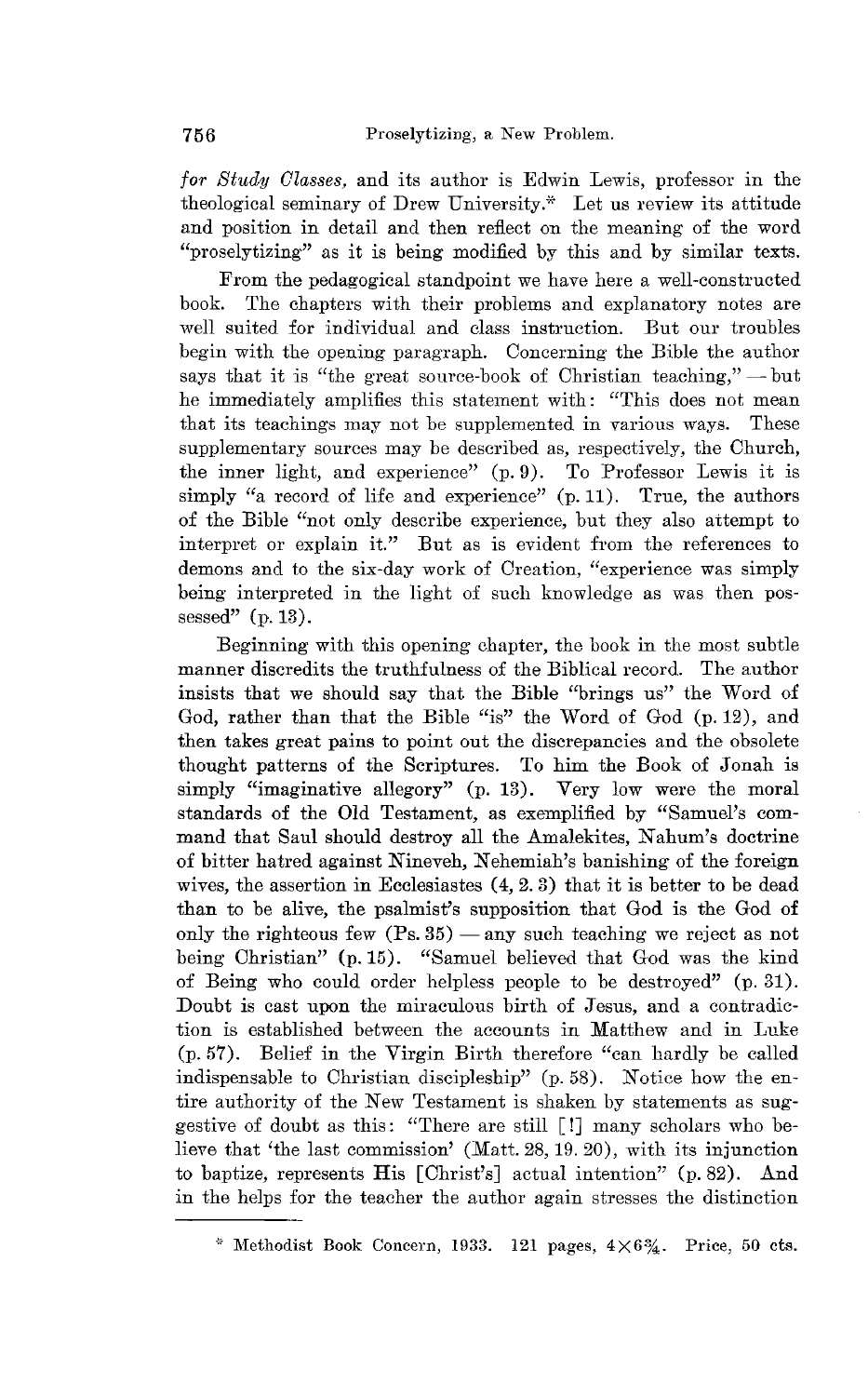*for Study Classes*, and its author is Edwin Lewis, professor in the theological seminary of Drew University.* Let us review its attitude and position in detail and then reflect on the meaning of the word "proselytizing" as it is being modified by this and by similar texts.

From the pedagogical standpoint we have here a well-constructed book. The chapters with their problems and explanatory notes are well suited for individual and class instruction. But our troubles begin with the opening paragraph. Concerning the Bible the author says that it is "the great source-book of Christian teaching," — but he immediately amplifies this statement with: "This does not mean that its teachings may not be supplemented in various ways. These supplementary sources may be described as, respectively, the Church, the inner light, and experience" (p. 9). To Professor Lewis it is simply "a record of life and experience" (p. 11). True, the authors of the Bible "not only describe experience, but they also attempt to interpret or explain it." But as is evident from the references to demons and to the six-day work of Creation, "experience was simply being interpreted in the light of such knowledge as was then possessed" (p. 13).

Beginning with this opening chapter, the book in the most subtle manner discredits the truthfulness of the Biblical record. The author insists that we should say that the Bible "brings us" the Word of God, rather than that the Bible "is" the Word of God (p. 12), and then takes great pains to point out the discrepancies and the obsolete thought patterns of the Scriptures. To him the Book of Jonah is simply "imaginative allegory" (p. 13). Very low were the moral standards of the Old Testament, as exemplified by "Samuel's command that Saul should destroy all the Amalekites, Nahum's doctrine of bitter hatred against Nineveh, Nehemiah's banishing of the foreign wives, the assertion in Ecclesiastes (4, 2. 3) that it is better to be dead than to be alive, the psalmist's supposition that God is the God of only the righteous few (Ps. 35) — any such teaching we reject as not being Christian" (p. 15). "Samuel believed that God was the kind of Being who could order helpless people to be destroyed" (p. 31). Doubt is cast upon the miraculous birth of Jesus, and a contradiction is established between the accounts in Matthew and in Luke (p. 57). Belief in the Virgin Birth therefore "can hardly be called indispensable to Christian discipleship" (p. 58). Notice how the entire authority of the New Testament is shaken by statements as suggestive of doubt as this: "There are still [!] many scholars who believe that 'the last commission' (Matt. 28, 19. 20), with its injunction to baptize, represents His [Christ's] actual intention" (p. 82). And in the helps for the teacher the author again stresses the distinction

---

* Methodist Book Concern, 1933. 121 pages, $4 \times 6\frac{3}{4}$. Price, 50 cts.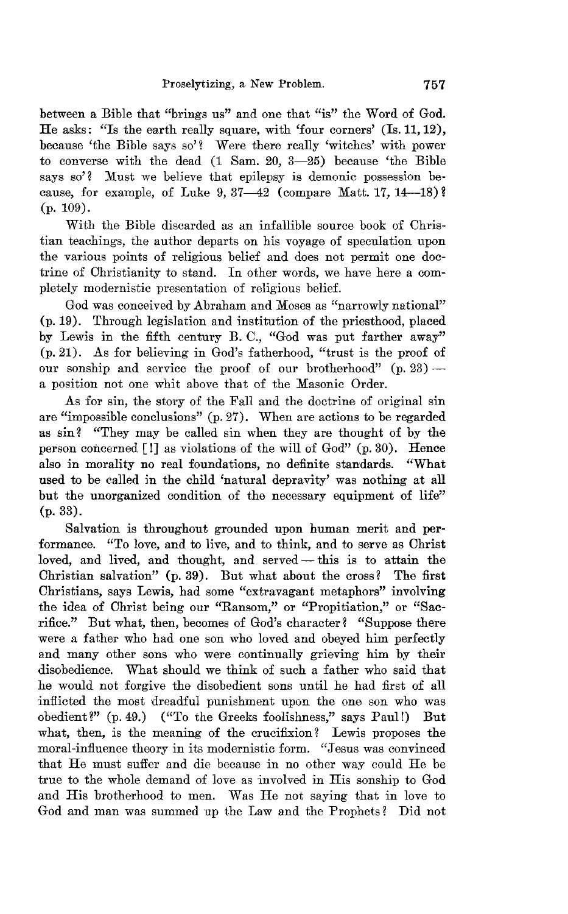between a Bible that "brings us" and one that "is" the Word of God. He asks: "Is the earth really square, with 'four corners' (Is. 11, 12), because 'the Bible says so'? Were there really 'witches' with power to converse with the dead (1 Sam. 20, 3—25) because 'the Bible says so'? Must we believe that epilepsy is demonic possession because, for example, of Luke 9, 37—42 (compare Matt. 17, 14—18)? (p. 109).

With the Bible discarded as an infallible source book of Christian teachings, the author departs on his voyage of speculation upon the various points of religious belief and does not permit one doctrine of Christianity to stand. In other words, we have here a completely modernistic presentation of religious belief.

God was conceived by Abraham and Moses as "narrowly national" (p. 19). Through legislation and institution of the priesthood, placed by Lewis in the fifth century B. C., "God was put farther away" (p. 21). As for believing in God's fatherhood, "trust is the proof of our sonship and service the proof of our brotherhood" (p. 23) — a position not one whit above that of the Masonic Order.

As for sin, the story of the Fall and the doctrine of original sin are "impossible conclusions" (p. 27). When are actions to be regarded as sin? "They may be called sin when they are thought of by the person concerned [!] as violations of the will of God" (p. 30). Hence also in morality no real foundations, no definite standards. "What used to be called in the child 'natural depravity' was nothing at all but the unorganized condition of the necessary equipment of life" (p. 33).

Salvation is throughout grounded upon human merit and performance. "To love, and to live, and to think, and to serve as Christ loved, and lived, and thought, and served — this is to attain the Christian salvation" (p. 39). But what about the cross? The first Christians, says Lewis, had some "extravagant metaphors" involving the idea of Christ being our "Ransom," or "Propitiation," or "Sacrifice." But what, then, becomes of God's character? "Suppose there were a father who had one son who loved and obeyed him perfectly and many other sons who were continually grieving him by their disobedience. What should we think of such a father who said that he would not forgive the disobedient sons until he had first of all inflicted the most dreadful punishment upon the one son who was obedient?" (p. 49.) ("To the Greeks foolishness," says Paul!) But what, then, is the meaning of the crucifixion? Lewis proposes the moral-influence theory in its modernistic form. "Jesus was convinced that He must suffer and die because in no other way could He be true to the whole demand of love as involved in His sonship to God and His brotherhood to men. Was He not saying that in love to God and man was summed up the Law and the Prophets? Did not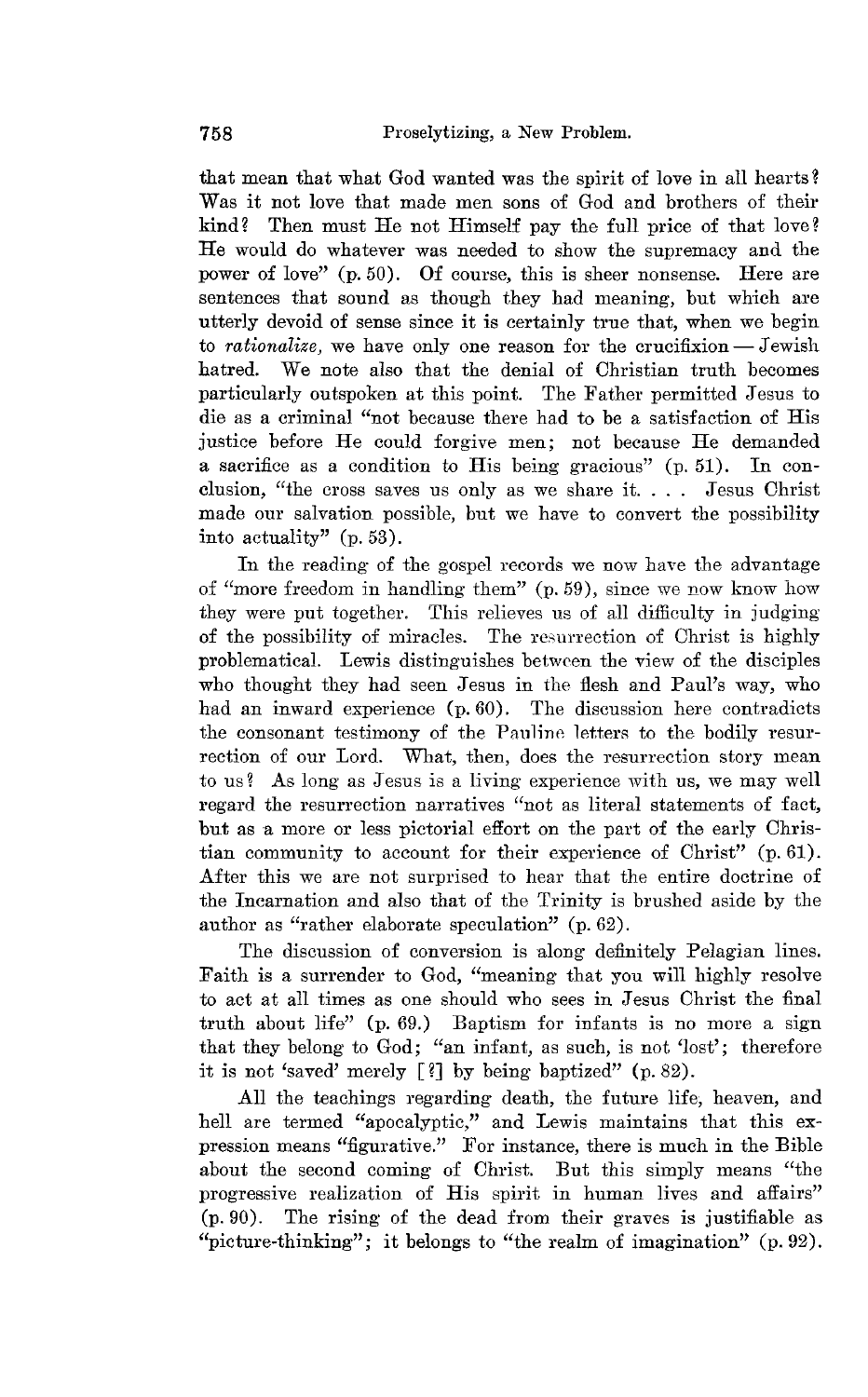that mean that what God wanted was the spirit of love in all hearts? Was it not love that made men sons of God and brothers of their kind? Then must He not Himself pay the full price of that love? He would do whatever was needed to show the supremacy and the power of love" (p. 50). Of course, this is sheer nonsense. Here are sentences that sound as though they had meaning, but which are utterly devoid of sense since it is certainly true that, when we begin to *rationalize*, we have only one reason for the crucifixion — Jewish hatred. We note also that the denial of Christian truth becomes particularly outspoken at this point. The Father permitted Jesus to die as a criminal "not because there had to be a satisfaction of His justice before He could forgive men; not because He demanded a sacrifice as a condition to His being gracious" (p. 51). In conclusion, "the cross saves us only as we share it. . . . Jesus Christ made our salvation possible, but we have to convert the possibility into actuality" (p. 53).

In the reading of the gospel records we now have the advantage of "more freedom in handling them" (p. 59), since we now know how they were put together. This relieves us of all difficulty in judging of the possibility of miracles. The resurrection of Christ is highly problematical. Lewis distinguishes between the view of the disciples who thought they had seen Jesus in the flesh and Paul's way, who had an inward experience (p. 60). The discussion here contradicts the consonant testimony of the Pauline letters to the bodily resurrection of our Lord. What, then, does the resurrection story mean to us? As long as Jesus is a living experience with us, we may well regard the resurrection narratives "not as literal statements of fact, but as a more or less pictorial effort on the part of the early Christian community to account for their experience of Christ" (p. 61). After this we are not surprised to hear that the entire doctrine of the Incarnation and also that of the Trinity is brushed aside by the author as "rather elaborate speculation" (p. 62).

The discussion of conversion is along definitely Pelagian lines. Faith is a surrender to God, "meaning that you will highly resolve to act at all times as one should who sees in Jesus Christ the final truth about life" (p. 69.) Baptism for infants is no more a sign that they belong to God; "an infant, as such, is not 'lost'; therefore it is not 'saved' merely [?] by being baptized" (p. 82).

All the teachings regarding death, the future life, heaven, and hell are termed "apocalyptic," and Lewis maintains that this expression means "figurative." For instance, there is much in the Bible about the second coming of Christ. But this simply means "the progressive realization of His spirit in human lives and affairs" (p. 90). The rising of the dead from their graves is justifiable as "picture-thinking"; it belongs to "the realm of imagination" (p. 92).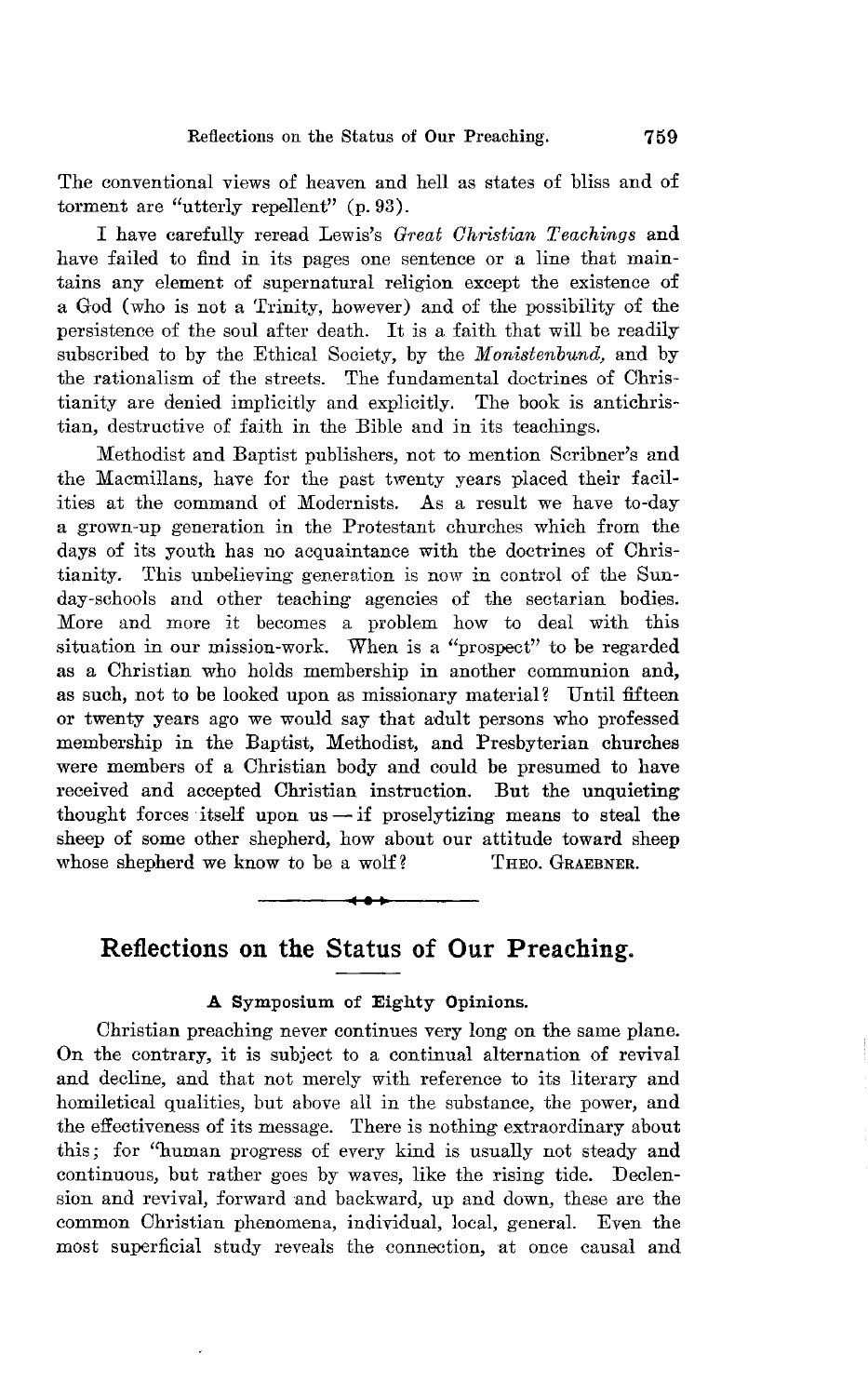The conventional views of heaven and hell as states of bliss and of torment are "utterly repellent" (p. 93).

I have carefully reread Lewis's *Great Christian Teachings* and have failed to find in its pages one sentence or a line that maintains any element of supernatural religion except the existence of a God (who is not a Trinity, however) and of the possibility of the persistence of the soul after death. It is a faith that will be readily subscribed to by the Ethical Society, by the *Monistenbund,* and by the rationalism of the streets. The fundamental doctrines of Christianity are denied implicitly and explicitly. The book is antichristian, destructive of faith in the Bible and in its teachings.

Methodist and Baptist publishers, not to mention Scribner's and the Macmillans, have for the past twenty years placed their facilities at the command of Modernists. As a result we have to-day a grown-up generation in the Protestant churches which from the days of its youth has no acquaintance with the doctrines of Christianity. This unbelieving generation is now in control of the Sunday-schools and other teaching agencies of the sectarian bodies. More and more it becomes a problem how to deal with this situation in our mission-work. When is a "prospect" to be regarded as a Christian who holds membership in another communion and, as such, not to be looked upon as missionary material? Until fifteen or twenty years ago we would say that adult persons who professed membership in the Baptist, Methodist, and Presbyterian churches were members of a Christian body and could be presumed to have received and accepted Christian instruction. But the unquieting thought forces itself upon us — if proselytizing means to steal the sheep of some other shepherd, how about our attitude toward sheep whose shepherd we know to be a wolf? THEO. GRAEBNER.

---

## Reflections on the Status of Our Preaching.

### A Symposium of Eighty Opinions.

Christian preaching never continues very long on the same plane. On the contrary, it is subject to a continual alternation of revival and decline, and that not merely with reference to its literary and homiletical qualities, but above all in the substance, the power, and the effectiveness of its message. There is nothing extraordinary about this; for "human progress of every kind is usually not steady and continuous, but rather goes by waves, like the rising tide. Declension and revival, forward and backward, up and down, these are the common Christian phenomena, individual, local, general. Even the most superficial study reveals the connection, at once causal and